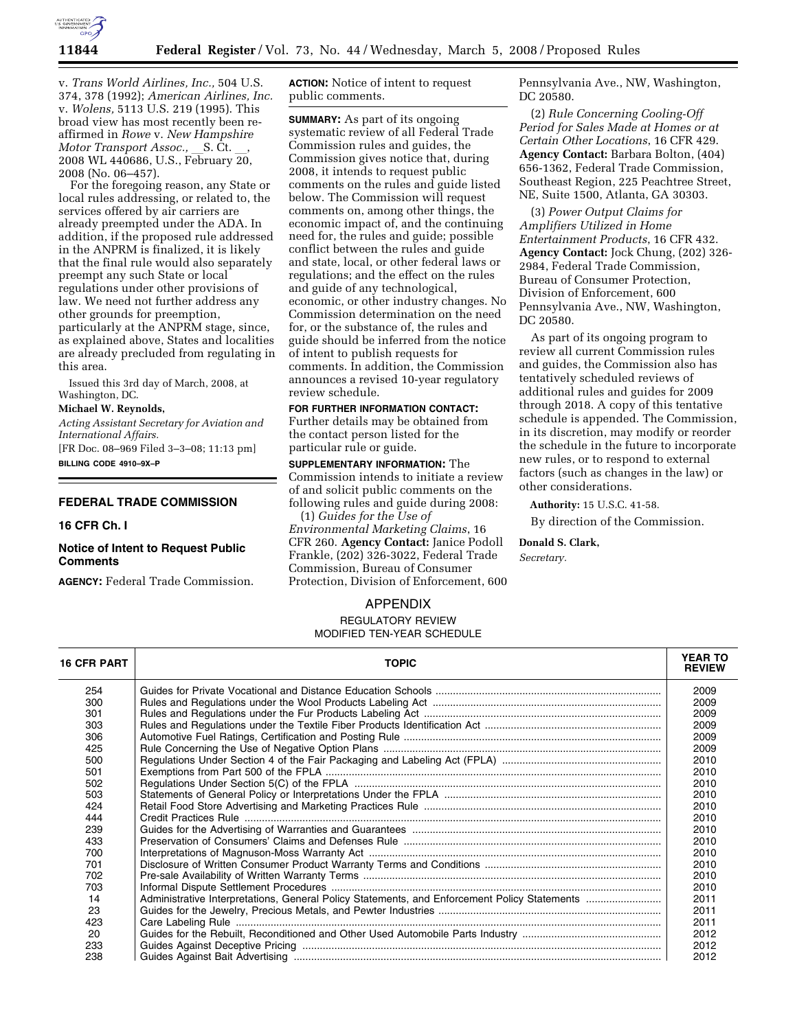v. *Trans World Airlines, Inc.,* 504 U.S. 374, 378 (1992); *American Airlines, Inc.* v. *Wolens,* 5113 U.S. 219 (1995). This broad view has most recently been re-affirmed in *Rowe* v. *New Hampshire Motor Transport Assoc.,* __S. Ct. __, 2008 WL 440686, U.S., February 20, 2008 (No. 06–457).

For the foregoing reason, any State or local rules addressing, or related to, the services offered by air carriers are already preempted under the ADA. In addition, if the proposed rule addressed in the ANPRM is finalized, it is likely that the final rule would also separately preempt any such State or local regulations under other provisions of law. We need not further address any other grounds for preemption, particularly at the ANPRM stage, since, as explained above, States and localities are already precluded from regulating in this area.

Issued this 3rd day of March, 2008, at Washington, DC.

**Michael W. Reynolds,**

*Acting Assistant Secretary for Aviation and International Affairs.*

[FR Doc. 08–969 Filed 3–3–08; 11:13 pm]

**BILLING CODE 4910–9X–P**

## FEDERAL TRADE COMMISSION

### 16 CFR Ch. I

### Notice of Intent to Request Public Comments

**AGENCY:** Federal Trade Commission.

**ACTION:** Notice of intent to request public comments.

**SUMMARY:** As part of its ongoing systematic review of all Federal Trade Commission rules and guides, the Commission gives notice that, during 2008, it intends to request public comments on the rules and guide listed below. The Commission will request comments on, among other things, the economic impact of, and the continuing need for, the rules and guide; possible conflict between the rules and guide and state, local, or other federal laws or regulations; and the effect on the rules and guide of any technological, economic, or other industry changes. No Commission determination on the need for, or the substance of, the rules and guide should be inferred from the notice of intent to publish requests for comments. In addition, the Commission announces a revised 10-year regulatory review schedule.

**FOR FURTHER INFORMATION CONTACT:** Further details may be obtained from the contact person listed for the particular rule or guide.

**SUPPLEMENTARY INFORMATION:** The Commission intends to initiate a review of and solicit public comments on the following rules and guide during 2008:

(1) *Guides for the Use of Environmental Marketing Claims*, 16 CFR 260. **Agency Contact:** Janice Podoll Frankle, (202) 326-3022, Federal Trade Commission, Bureau of Consumer Protection, Division of Enforcement, 600 Pennsylvania Ave., NW, Washington, DC 20580.

(2) *Rule Concerning Cooling-Off Period for Sales Made at Homes or at Certain Other Locations*, 16 CFR 429. **Agency Contact:** Barbara Bolton, (404) 656-1362, Federal Trade Commission, Southeast Region, 225 Peachtree Street, NE, Suite 1500, Atlanta, GA 30303.

(3) *Power Output Claims for Amplifiers Utilized in Home Entertainment Products*, 16 CFR 432. **Agency Contact:** Jock Chung, (202) 326-2984, Federal Trade Commission, Bureau of Consumer Protection, Division of Enforcement, 600 Pennsylvania Ave., NW, Washington, DC 20580.

As part of its ongoing program to review all current Commission rules and guides, the Commission also has tentatively scheduled reviews of additional rules and guides for 2009 through 2018. A copy of this tentative schedule is appended. The Commission, in its discretion, may modify or reorder the schedule in the future to incorporate new rules, or to respond to external factors (such as changes in the law) or other considerations.

**Authority:** 15 U.S.C. 41-58.

By direction of the Commission.

**Donald S. Clark,**

*Secretary.*

## APPENDIX

REGULATORY REVIEW
MODIFIED TEN-YEAR SCHEDULE

| 16 CFR PART | TOPIC | YEAR TO REVIEW |
|---|---|---|
| 254 | Guides for Private Vocational and Distance Education Schools | 2009 |
| 300 | Rules and Regulations under the Wool Products Labeling Act | 2009 |
| 301 | Rules and Regulations under the Fur Products Labeling Act | 2009 |
| 303 | Rules and Regulations under the Textile Fiber Products Identification Act | 2009 |
| 306 | Automotive Fuel Ratings, Certification and Posting Rule | 2009 |
| 425 | Rule Concerning the Use of Negative Option Plans | 2009 |
| 500 | Regulations Under Section 4 of the Fair Packaging and Labeling Act (FPLA) | 2010 |
| 501 | Exemptions from Part 500 of the FPLA | 2010 |
| 502 | Regulations Under Section 5(C) of the FPLA | 2010 |
| 503 | Statements of General Policy or Interpretations Under the FPLA | 2010 |
| 424 | Retail Food Store Advertising and Marketing Practices Rule | 2010 |
| 444 | Credit Practices Rule | 2010 |
| 239 | Guides for the Advertising of Warranties and Guarantees | 2010 |
| 433 | Preservation of Consumers' Claims and Defenses Rule | 2010 |
| 700 | Interpretations of Magnuson-Moss Warranty Act | 2010 |
| 701 | Disclosure of Written Consumer Product Warranty Terms and Conditions | 2010 |
| 702 | Pre-sale Availability of Written Warranty Terms | 2010 |
| 703 | Informal Dispute Settlement Procedures | 2010 |
| 14 | Administrative Interpretations, General Policy Statements, and Enforcement Policy Statements | 2011 |
| 23 | Guides for the Jewelry, Precious Metals, and Pewter Industries | 2011 |
| 423 | Care Labeling Rule | 2011 |
| 20 | Guides for the Rebuilt, Reconditioned and Other Used Automobile Parts Industry | 2012 |
| 233 | Guides Against Deceptive Pricing | 2012 |
| 238 | Guides Against Bait Advertising | 2012 |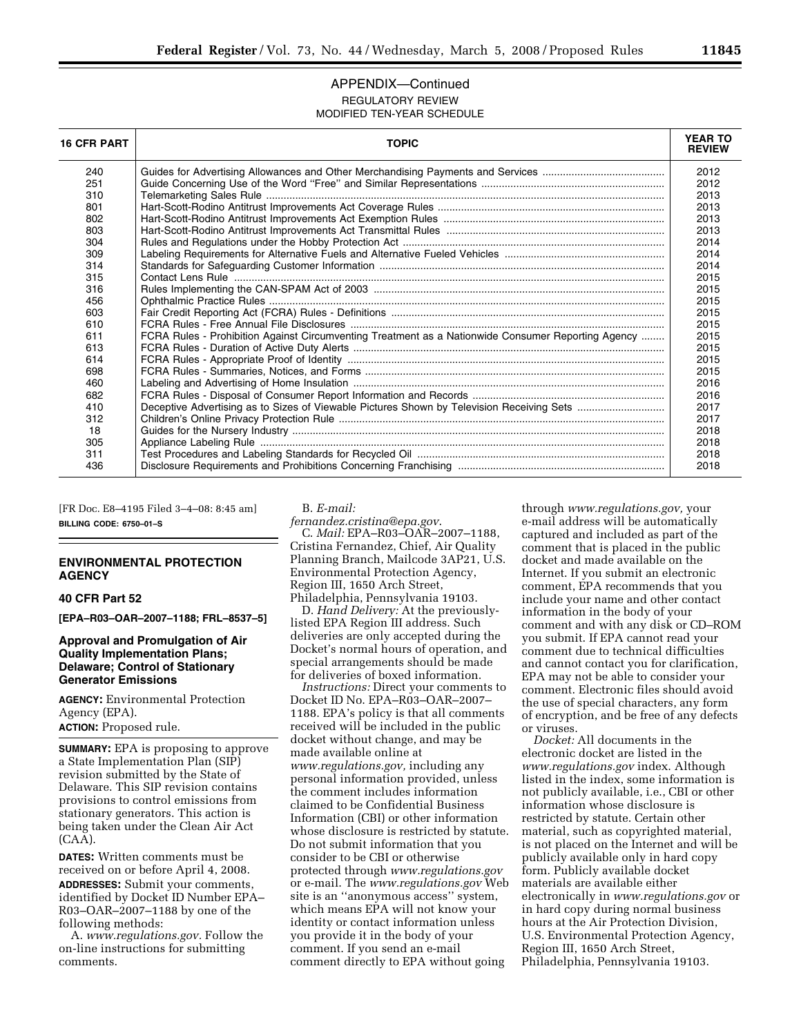## APPENDIX—Continued

REGULATORY REVIEW
MODIFIED TEN-YEAR SCHEDULE

| 16 CFR PART | TOPIC | YEAR TO REVIEW |
|---|---|---|
| 240 | Guides for Advertising Allowances and Other Merchandising Payments and Services | 2012 |
| 251 | Guide Concerning Use of the Word "Free" and Similar Representations | 2012 |
| 310 | Telemarketing Sales Rule | 2013 |
| 801 | Hart-Scott-Rodino Antitrust Improvements Act Coverage Rules | 2013 |
| 802 | Hart-Scott-Rodino Antitrust Improvements Act Exemption Rules | 2013 |
| 803 | Hart-Scott-Rodino Antitrust Improvements Act Transmittal Rules | 2013 |
| 304 | Rules and Regulations under the Hobby Protection Act | 2014 |
| 309 | Labeling Requirements for Alternative Fuels and Alternative Fueled Vehicles | 2014 |
| 314 | Standards for Safeguarding Customer Information | 2014 |
| 315 | Contact Lens Rule | 2015 |
| 316 | Rules Implementing the CAN-SPAM Act of 2003 | 2015 |
| 456 | Ophthalmic Practice Rules | 2015 |
| 603 | Fair Credit Reporting Act (FCRA) Rules - Definitions | 2015 |
| 610 | FCRA Rules - Free Annual File Disclosures | 2015 |
| 611 | FCRA Rules - Prohibition Against Circumventing Treatment as a Nationwide Consumer Reporting Agency | 2015 |
| 613 | FCRA Rules - Duration of Active Duty Alerts | 2015 |
| 614 | FCRA Rules - Appropriate Proof of Identity | 2015 |
| 698 | FCRA Rules - Summaries, Notices, and Forms | 2015 |
| 460 | Labeling and Advertising of Home Insulation | 2016 |
| 682 | FCRA Rules - Disposal of Consumer Report Information and Records | 2016 |
| 410 | Deceptive Advertising as to Sizes of Viewable Pictures Shown by Television Receiving Sets | 2017 |
| 312 | Children's Online Privacy Protection Rule | 2017 |
| 18 | Guides for the Nursery Industry | 2018 |
| 305 | Appliance Labeling Rule | 2018 |
| 311 | Test Procedures and Labeling Standards for Recycled Oil | 2018 |
| 436 | Disclosure Requirements and Prohibitions Concerning Franchising | 2018 |

[FR Doc. E8–4195 Filed 3–4–08: 8:45 am]

**BILLING CODE: 6750–01–S**

---

## ENVIRONMENTAL PROTECTION AGENCY

### 40 CFR Part 52

**[EPA–R03–OAR–2007–1188; FRL–8537–5]**

### Approval and Promulgation of Air Quality Implementation Plans; Delaware; Control of Stationary Generator Emissions

**AGENCY:** Environmental Protection Agency (EPA).

**ACTION:** Proposed rule.

**SUMMARY:** EPA is proposing to approve a State Implementation Plan (SIP) revision submitted by the State of Delaware. This SIP revision contains provisions to control emissions from stationary generators. This action is being taken under the Clean Air Act (CAA).

**DATES:** Written comments must be received on or before April 4, 2008.

**ADDRESSES:** Submit your comments, identified by Docket ID Number EPA–R03–OAR–2007–1188 by one of the following methods:

A. *www.regulations.gov.* Follow the on-line instructions for submitting comments.

B. *E-mail: fernandez.cristina@epa.gov.*

C. *Mail:* EPA–R03–OAR–2007–1188, Cristina Fernandez, Chief, Air Quality Planning Branch, Mailcode 3AP21, U.S. Environmental Protection Agency, Region III, 1650 Arch Street, Philadelphia, Pennsylvania 19103.

D. *Hand Delivery:* At the previously-listed EPA Region III address. Such deliveries are only accepted during the Docket's normal hours of operation, and special arrangements should be made for deliveries of boxed information.

*Instructions:* Direct your comments to Docket ID No. EPA–R03–OAR–2007–1188. EPA's policy is that all comments received will be included in the public docket without change, and may be made available online at *www.regulations.gov,* including any personal information provided, unless the comment includes information claimed to be Confidential Business Information (CBI) or other information whose disclosure is restricted by statute. Do not submit information that you consider to be CBI or otherwise protected through *www.regulations.gov* or e-mail. The *www.regulations.gov* Web site is an "anonymous access" system, which means EPA will not know your identity or contact information unless you provide it in the body of your comment. If you send an e-mail comment directly to EPA without going through *www.regulations.gov,* your e-mail address will be automatically captured and included as part of the comment that is placed in the public docket and made available on the Internet. If you submit an electronic comment, EPA recommends that you include your name and other contact information in the body of your comment and with any disk or CD–ROM you submit. If EPA cannot read your comment due to technical difficulties and cannot contact you for clarification, EPA may not be able to consider your comment. Electronic files should avoid the use of special characters, any form of encryption, and be free of any defects or viruses.

*Docket:* All documents in the electronic docket are listed in the *www.regulations.gov* index. Although listed in the index, some information is not publicly available, i.e., CBI or other information whose disclosure is restricted by statute. Certain other material, such as copyrighted material, is not placed on the Internet and will be publicly available only in hard copy form. Publicly available docket materials are available either electronically in *www.regulations.gov* or in hard copy during normal business hours at the Air Protection Division, U.S. Environmental Protection Agency, Region III, 1650 Arch Street, Philadelphia, Pennsylvania 19103.